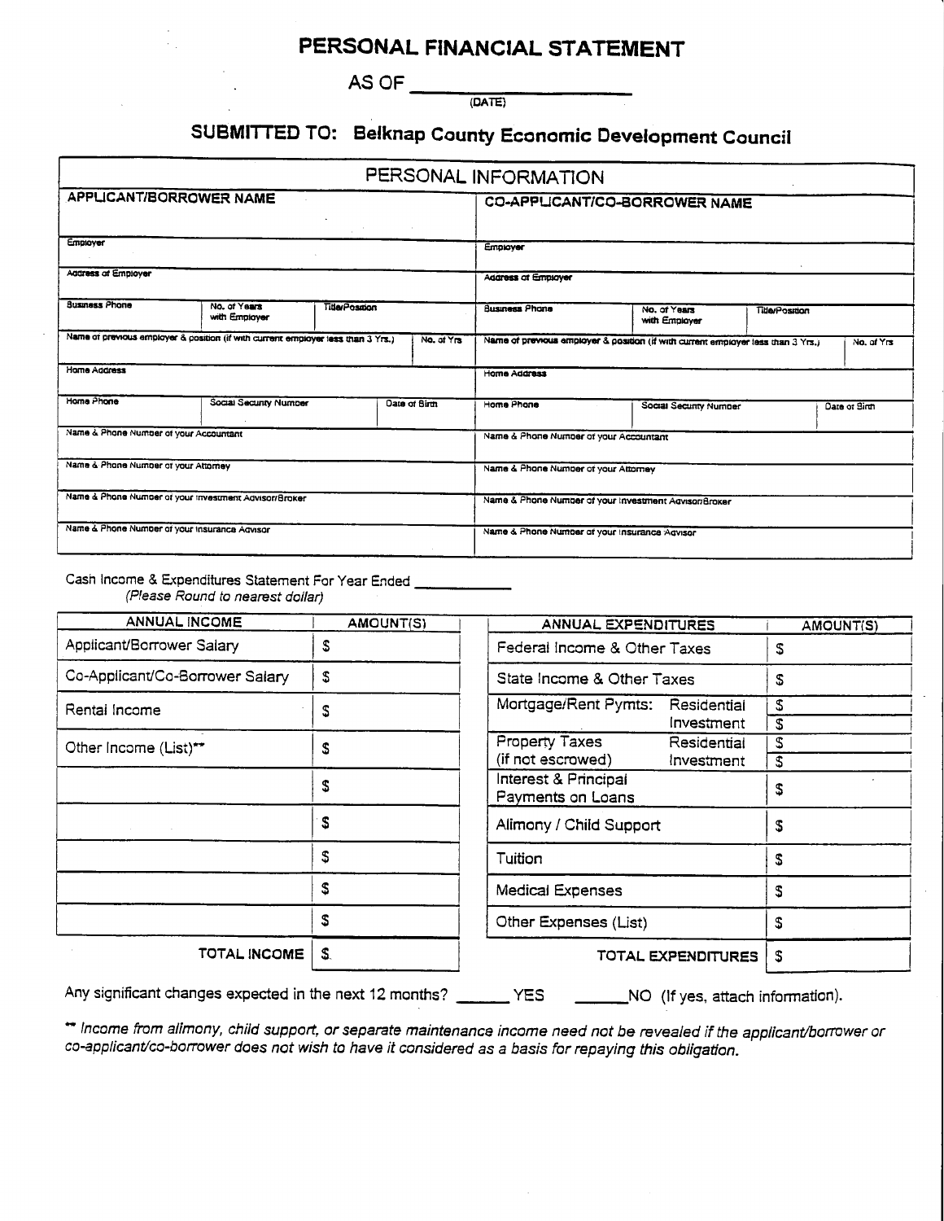# PERSONAL FINANCIAL STATEMENT

AS OF ____________________
(DATE)

## SUBMITTED TO: Belknap County Economic Development Council

| PERSONAL INFORMATION | | | | | | | |
|---|---|---|---|---|---|---|---|
| **APPLICANT/BORROWER NAME** | | | | **CO-APPLICANT/CO-BORROWER NAME** | | | |
| Employer | | | | Employer | | | |
| Address of Employer | | | | Address of Employer | | | |
| Business Phone | No. of Years with Employer | Title/Position | | Business Phone | No. of Years with Employer | Title/Position | |
| Name of previous employer & position (if with current employer less than 3 Yrs.) | | | No. of Yrs | Name of previous employer & position (if with current employer less than 3 Yrs.) | | | No. of Yrs |
| Home Address | | | | Home Address | | | |
| Home Phone | Social Security Number | Date of Birth | | Home Phone | Social Security Number | Date of Birth | |
| Name & Phone Number of your Accountant | | | | Name & Phone Number of your Accountant | | | |
| Name & Phone Number of your Attorney | | | | Name & Phone Number of your Attorney | | | |
| Name & Phone Number of your Investment Advisor/Broker | | | | Name & Phone Number of your Investment Advisor/Broker | | | |
| Name & Phone Number of your Insurance Advisor | | | | Name & Phone Number of your Insurance Advisor | | | |

Cash Income & Expenditures Statement For Year Ended ____________
*(Please Round to nearest dollar)*

| ANNUAL INCOME | AMOUNT(S) |
|---|---|
| Applicant/Borrower Salary | $ |
| Co-Applicant/Co-Borrower Salary | $ |
| Rental Income | $ |
| Other Income (List)** | $ |
| | $ |
| | $ |
| | $ |
| | $ |
| | $ |
| **TOTAL INCOME** | $ |

| ANNUAL EXPENDITURES | | AMOUNT(S) |
|---|---|---|
| Federal Income & Other Taxes | | $ |
| State Income & Other Taxes | | $ |
| Mortgage/Rent Pymts: | Residential | $ |
| | Investment | $ |
| Property Taxes (if not escrowed) | Residential | $ |
| | Investment | $ |
| Interest & Principal Payments on Loans | | $ |
| Alimony / Child Support | | $ |
| Tuition | | $ |
| Medical Expenses | | $ |
| Other Expenses (List) | | $ |
| **TOTAL EXPENDITURES** | | $ |

Any significant changes expected in the next 12 months? ______ YES ______ NO (If yes, attach information).

*** Income from alimony, child support, or separate maintenance income need not be revealed if the applicant/borrower or co-applicant/co-borrower does not wish to have it considered as a basis for repaying this obligation.*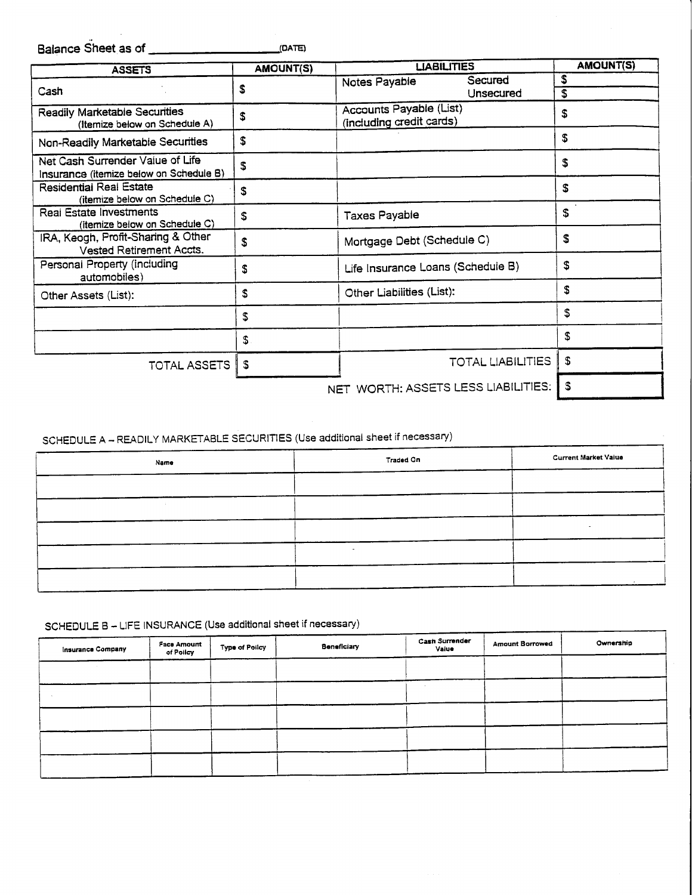Balance Sheet as of ____________________ (DATE)

| ASSETS | AMOUNT(S) | LIABILITIES | | AMOUNT(S) |
|---|---|---|---|---|
| Cash | $ | Notes Payable | Secured | $ |
| | | | Unsecured | $ |
| Readily Marketable Securities (Itemize below on Schedule A) | $ | Accounts Payable (List) (including credit cards) | | $ |
| Non-Readily Marketable Securities | $ | | | $ |
| Net Cash Surrender Value of Life Insurance (itemize below on Schedule B) | $ | | | $ |
| Residential Real Estate (itemize below on Schedule C) | $ | | | $ |
| Real Estate Investments (itemize below on Schedule C) | $ | Taxes Payable | | $ |
| IRA, Keogh, Profit-Sharing & Other Vested Retirement Accts. | $ | Mortgage Debt (Schedule C) | | $ |
| Personal Property (including automobiles) | $ | Life Insurance Loans (Schedule B) | | $ |
| Other Assets (List): | $ | Other Liabilities (List): | | $ |
| | $ | | | $ |
| | $ | | | $ |
| TOTAL ASSETS | $ | TOTAL LIABILITIES | | $ |
| | | NET WORTH: ASSETS LESS LIABILITIES: | | $ |

SCHEDULE A – READILY MARKETABLE SECURITIES (Use additional sheet if necessary)

| Name | Traded On | Current Market Value |
|---|---|---|
| | | |
| | | |
| | | |
| | | |
| | | |

SCHEDULE B – LIFE INSURANCE (Use additional sheet if necessary)

| Insurance Company | Face Amount of Policy | Type of Policy | Beneficiary | Cash Surrender Value | Amount Borrowed | Ownership |
|---|---|---|---|---|---|---|
| | | | | | | |
| | | | | | | |
| | | | | | | |
| | | | | | | |
| | | | | | | |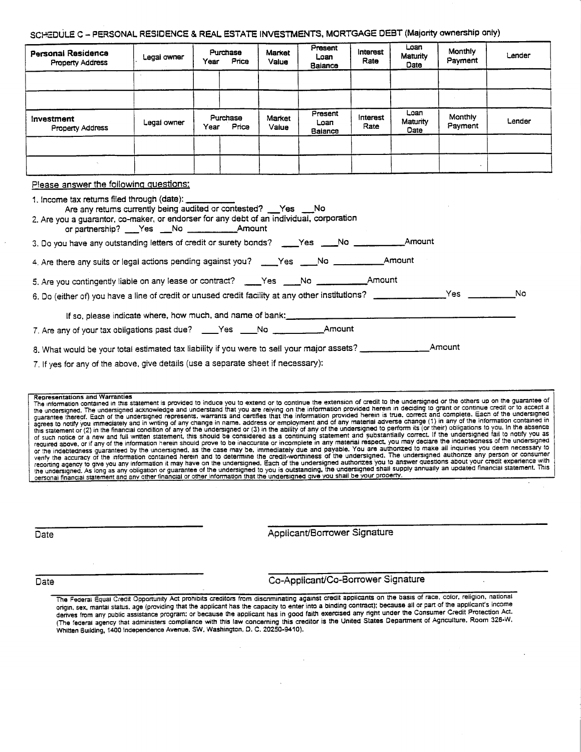## SCHEDULE C – PERSONAL RESIDENCE & REAL ESTATE INVESTMENTS, MORTGAGE DEBT (Majority ownership only)

| Personal Residence Property Address | Legal owner | Purchase Year | Purchase Price | Market Value | Present Loan Balance | Interest Rate | Loan Maturity Date | Monthly Payment | Lender |
|---|---|---|---|---|---|---|---|---|---|
| | | | | | | | | | |
| | | | | | | | | | |

| Investment Property Address | Legal owner | Purchase Year | Purchase Price | Market Value | Present Loan Balance | Interest Rate | Loan Maturity Date | Monthly Payment | Lender |
|---|---|---|---|---|---|---|---|---|---|
| | | | | | | | | | |
| | | | | | | | | | |

Please answer the following questions:

1. Income tax returns filed through (date): __________
   Are any returns currently being audited or contested? ___Yes ___No
2. Are you a guarantor, co-maker, or endorser for any debt of an individual, corporation or partnership? ___Yes ___No __________Amount
3. Do you have any outstanding letters of credit or surety bonds? ___Yes ___No __________Amount
4. Are there any suits or legal actions pending against you? ___Yes ___No __________Amount
5. Are you contingently liable on any lease or contract? ___Yes ___No __________Amount
6. Do (either of) you have a line of credit or unused credit facility at any other institutions? __________Yes __________No

   If so, please indicate where, how much, and name of bank:______________________________
7. Are any of your tax obligations past due? ___Yes ___No __________Amount
8. What would be your total estimated tax liability if you were to sell your major assets? __________Amount
7. If yes for any of the above, give details (use a separate sheet if necessary):

**Representations and Warranties**
The information contained in this statement is provided to induce you to extend or to continue the extension of credit to the undersigned or the others up on the guarantee of the undersigned. The undersigned acknowledge and understand that you are relying on the information provided herein in deciding to grant or continue credit or to accept a guarantee thereof. Each of the undersigned represents, warrants and certifies that the information provided herein is true, correct and complete. Each of the undersigned agrees to notify you immediately and in writing of any change in name, address or employment and of any material adverse change (1) in any of the information contained in this statement or (2) in the financial condition of any of the undersigned or (3) in the ability of any of the undersigned to perform its (or their) obligations to you. In the absence of such notice or a new and full written statement, this should be considered as a continuing statement and substantially correct. If the undersigned fail to notify you as required above, or if any of the information herein should prove to be inaccurate or incomplete in any material respect, you may declare the indebtedness of the undersigned or the indebtedness guaranteed by the undersigned, as the case may be, immediately due and payable. You are authorized to make all inquiries you deem necessary to verify the accuracy of the information contained herein and to determine the credit-worthiness of the undersigned. The undersigned authorize any person or consumer reporting agency to give you any information it may have on the undersigned. Each of the undersigned authorizes you to answer questions about your credit experience with the undersigned. As long as any obligation or guarantee of the undersigned to you is outstanding, the undersigned shall supply annually an updated financial statement. This personal financial statement and any other financial or other information that the undersigned give you shall be your property.

______________________ Date  ______________________ Applicant/Borrower Signature

______________________ Date  ______________________ Co-Applicant/Co-Borrower Signature

The Federal Equal Credit Opportunity Act prohibits creditors from discriminating against credit applicants on the basis of race, color, religion, national origin, sex, marital status, age (providing that the applicant has the capacity to enter into a binding contract); because all or part of the applicant's income derives from any public assistance program; or because the applicant has in good faith exercised any right under the Consumer Credit Protection Act. (The federal agency that administers compliance with this law concerning this creditor is the United States Department of Agriculture, Room 326-W, Whitten Building, 1400 Independence Avenue, SW, Washington, D. C. 20250-9410).